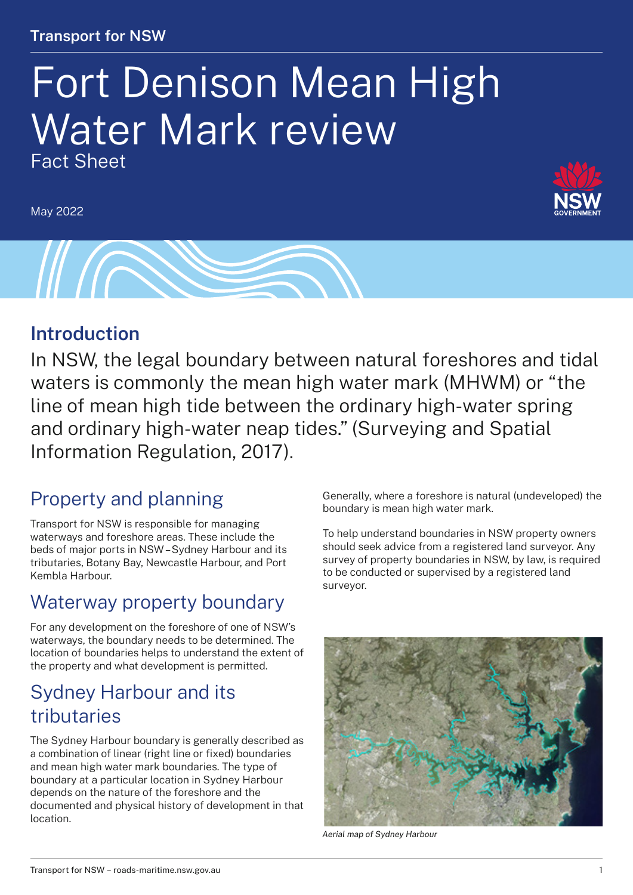Transport for NSW

# Fort Denison Mean High Water Mark review

Fact Sheet

May 2022

## Introduction

In NSW, the legal boundary between natural foreshores and tidal waters is commonly the mean high water mark (MHWM) or "the line of mean high tide between the ordinary high-water spring and ordinary high-water neap tides." (Surveying and Spatial Information Regulation, 2017).

## Property and planning

Transport for NSW is responsible for managing waterways and foreshore areas. These include the beds of major ports in NSW – Sydney Harbour and its tributaries, Botany Bay, Newcastle Harbour, and Port Kembla Harbour.

## Waterway property boundary

For any development on the foreshore of one of NSW's waterways, the boundary needs to be determined. The location of boundaries helps to understand the extent of the property and what development is permitted.

## Sydney Harbour and its tributaries

The Sydney Harbour boundary is generally described as a combination of linear (right line or fixed) boundaries and mean high water mark boundaries. The type of boundary at a particular location in Sydney Harbour depends on the nature of the foreshore and the documented and physical history of development in that location.

Generally, where a foreshore is natural (undeveloped) the boundary is mean high water mark.

To help understand boundaries in NSW property owners should seek advice from a registered land surveyor. Any survey of property boundaries in NSW, by law, is required to be conducted or supervised by a registered land surveyor.

*Aerial map of Sydney Harbour*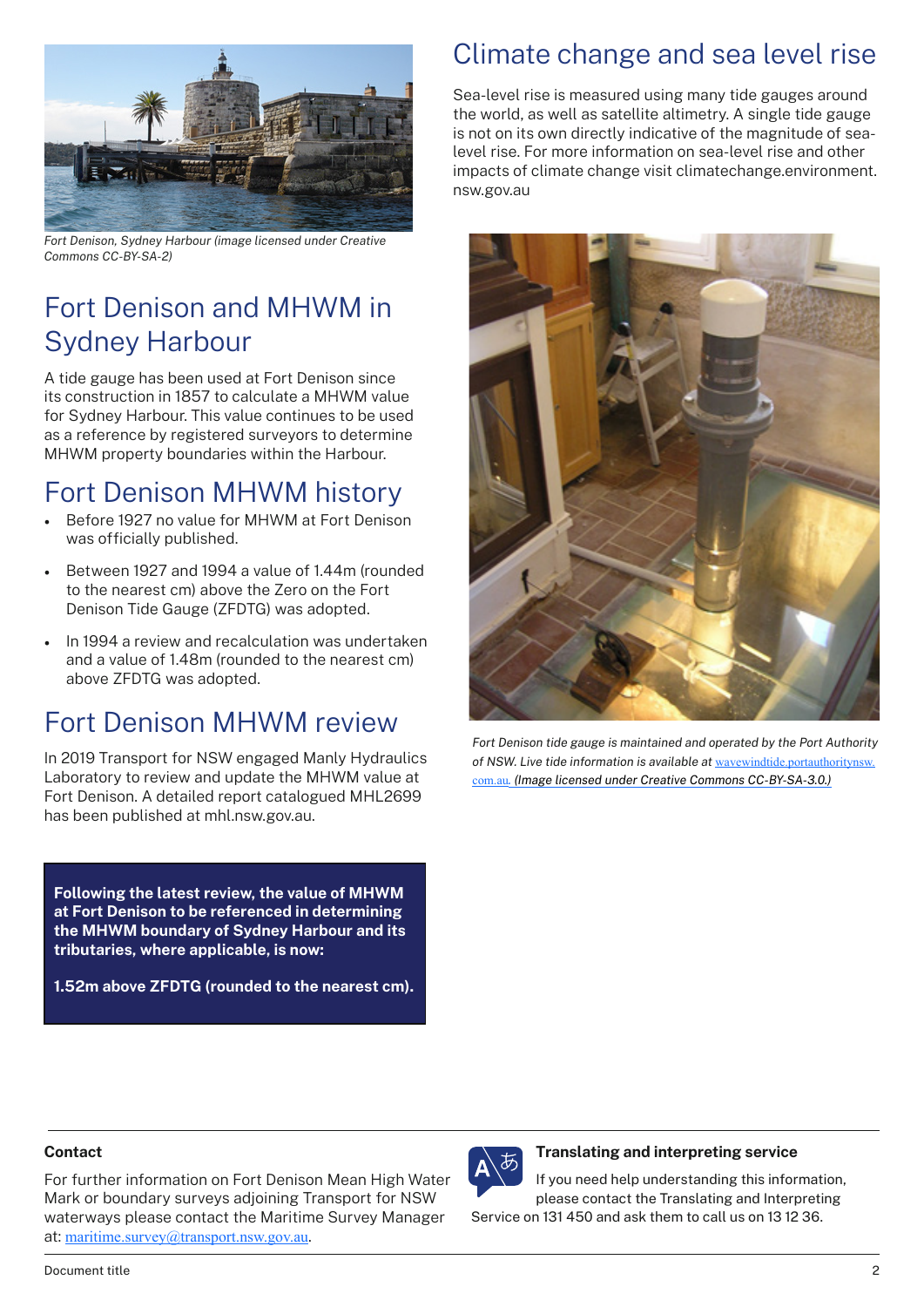*Fort Denison, Sydney Harbour (image licensed under Creative Commons CC-BY-SA-2)*

## Fort Denison and MHWM in Sydney Harbour

A tide gauge has been used at Fort Denison since its construction in 1857 to calculate a MHWM value for Sydney Harbour. This value continues to be used as a reference by registered surveyors to determine MHWM property boundaries within the Harbour.

## Fort Denison MHWM history

- Before 1927 no value for MHWM at Fort Denison was officially published.
- Between 1927 and 1994 a value of 1.44m (rounded to the nearest cm) above the Zero on the Fort Denison Tide Gauge (ZFDTG) was adopted.
- In 1994 a review and recalculation was undertaken and a value of 1.48m (rounded to the nearest cm) above ZFDTG was adopted.

## Fort Denison MHWM review

In 2019 Transport for NSW engaged Manly Hydraulics Laboratory to review and update the MHWM value at Fort Denison. A detailed report catalogued MHL2699 has been published at mhl.nsw.gov.au.

**Following the latest review, the value of MHWM at Fort Denison to be referenced in determining the MHWM boundary of Sydney Harbour and its tributaries, where applicable, is now:**

**1.52m above ZFDTG (rounded to the nearest cm).**

## Climate change and sea level rise

Sea-level rise is measured using many tide gauges around the world, as well as satellite altimetry. A single tide gauge is not on its own directly indicative of the magnitude of sea-level rise. For more information on sea-level rise and other impacts of climate change visit climatechange.environment.nsw.gov.au

*Fort Denison tide gauge is maintained and operated by the Port Authority of NSW. Live tide information is available at* wavewindtide.portauthoritynsw.com.au. *(Image licensed under Creative Commons CC-BY-SA-3.0.)*

### Contact

For further information on Fort Denison Mean High Water Mark or boundary surveys adjoining Transport for NSW waterways please contact the Maritime Survey Manager at: maritime.survey@transport.nsw.gov.au.

### Translating and interpreting service

If you need help understanding this information, please contact the Translating and Interpreting Service on 131 450 and ask them to call us on 13 12 36.